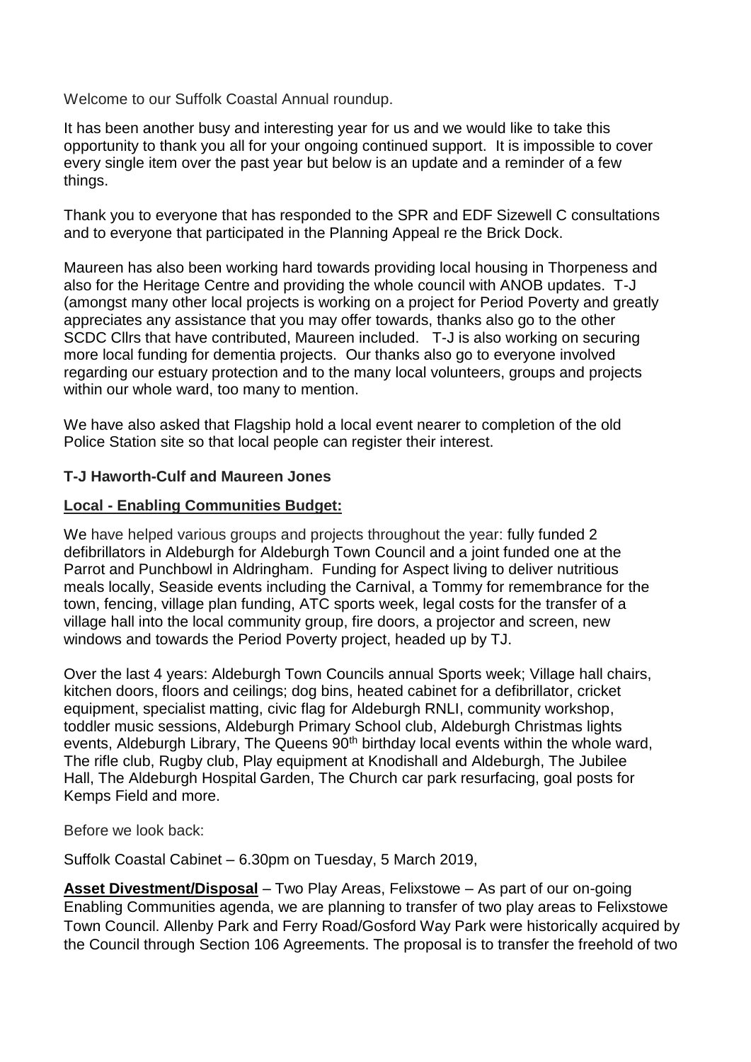Welcome to our Suffolk Coastal Annual roundup.

It has been another busy and interesting year for us and we would like to take this opportunity to thank you all for your ongoing continued support. It is impossible to cover every single item over the past year but below is an update and a reminder of a few things.

Thank you to everyone that has responded to the SPR and EDF Sizewell C consultations and to everyone that participated in the Planning Appeal re the Brick Dock.

Maureen has also been working hard towards providing local housing in Thorpeness and also for the Heritage Centre and providing the whole council with ANOB updates. T-J (amongst many other local projects is working on a project for Period Poverty and greatly appreciates any assistance that you may offer towards, thanks also go to the other SCDC Cllrs that have contributed, Maureen included. T-J is also working on securing more local funding for dementia projects. Our thanks also go to everyone involved regarding our estuary protection and to the many local volunteers, groups and projects within our whole ward, too many to mention.

We have also asked that Flagship hold a local event nearer to completion of the old Police Station site so that local people can register their interest.

**T-J Haworth-Culf and Maureen Jones**

**Local - Enabling Communities Budget:**

We have helped various groups and projects throughout the year: fully funded 2 defibrillators in Aldeburgh for Aldeburgh Town Council and a joint funded one at the Parrot and Punchbowl in Aldringham. Funding for Aspect living to deliver nutritious meals locally, Seaside events including the Carnival, a Tommy for remembrance for the town, fencing, village plan funding, ATC sports week, legal costs for the transfer of a village hall into the local community group, fire doors, a projector and screen, new windows and towards the Period Poverty project, headed up by TJ.

Over the last 4 years: Aldeburgh Town Councils annual Sports week; Village hall chairs, kitchen doors, floors and ceilings; dog bins, heated cabinet for a defibrillator, cricket equipment, specialist matting, civic flag for Aldeburgh RNLI, community workshop, toddler music sessions, Aldeburgh Primary School club, Aldeburgh Christmas lights events, Aldeburgh Library, The Queens 90th birthday local events within the whole ward, The rifle club, Rugby club, Play equipment at Knodishall and Aldeburgh, The Jubilee Hall, The Aldeburgh Hospital Garden, The Church car park resurfacing, goal posts for Kemps Field and more.

Before we look back:

Suffolk Coastal Cabinet – 6.30pm on Tuesday, 5 March 2019,

**Asset Divestment/Disposal** – Two Play Areas, Felixstowe – As part of our on-going Enabling Communities agenda, we are planning to transfer of two play areas to Felixstowe Town Council. Allenby Park and Ferry Road/Gosford Way Park were historically acquired by the Council through Section 106 Agreements. The proposal is to transfer the freehold of two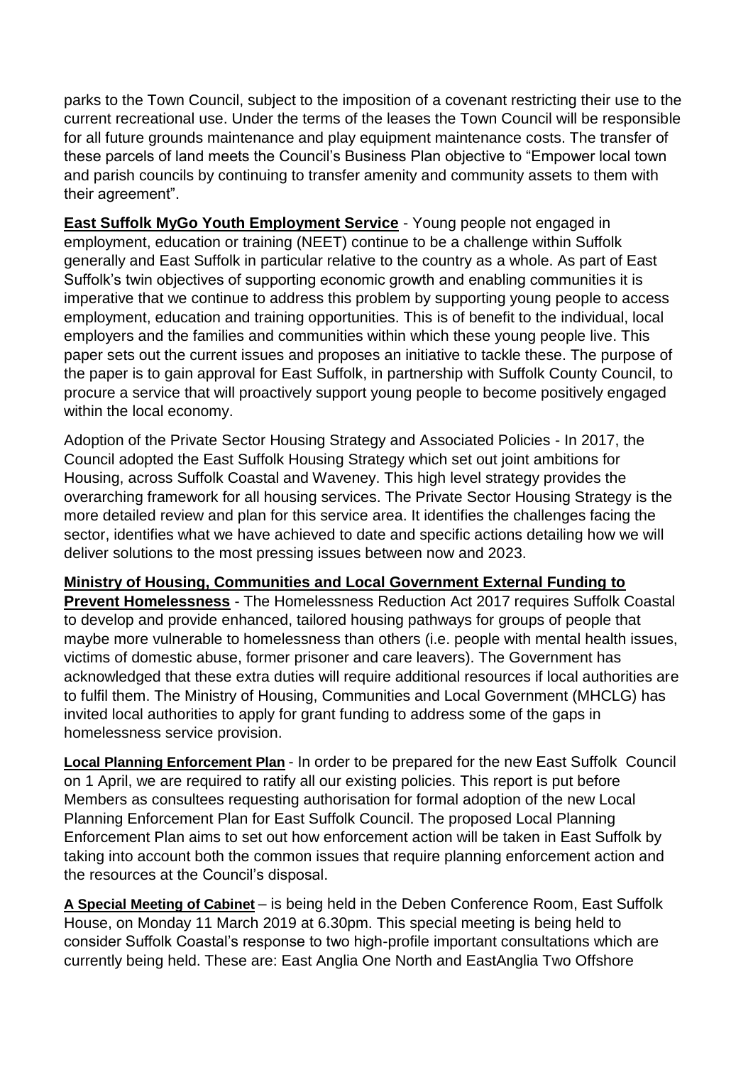parks to the Town Council, subject to the imposition of a covenant restricting their use to the current recreational use. Under the terms of the leases the Town Council will be responsible for all future grounds maintenance and play equipment maintenance costs. The transfer of these parcels of land meets the Council's Business Plan objective to "Empower local town and parish councils by continuing to transfer amenity and community assets to them with their agreement".

**East Suffolk MyGo Youth Employment Service** - Young people not engaged in employment, education or training (NEET) continue to be a challenge within Suffolk generally and East Suffolk in particular relative to the country as a whole. As part of East Suffolk's twin objectives of supporting economic growth and enabling communities it is imperative that we continue to address this problem by supporting young people to access employment, education and training opportunities. This is of benefit to the individual, local employers and the families and communities within which these young people live. This paper sets out the current issues and proposes an initiative to tackle these. The purpose of the paper is to gain approval for East Suffolk, in partnership with Suffolk County Council, to procure a service that will proactively support young people to become positively engaged within the local economy.

Adoption of the Private Sector Housing Strategy and Associated Policies - In 2017, the Council adopted the East Suffolk Housing Strategy which set out joint ambitions for Housing, across Suffolk Coastal and Waveney. This high level strategy provides the overarching framework for all housing services. The Private Sector Housing Strategy is the more detailed review and plan for this service area. It identifies the challenges facing the sector, identifies what we have achieved to date and specific actions detailing how we will deliver solutions to the most pressing issues between now and 2023.

**Ministry of Housing, Communities and Local Government External Funding to Prevent Homelessness** - The Homelessness Reduction Act 2017 requires Suffolk Coastal to develop and provide enhanced, tailored housing pathways for groups of people that maybe more vulnerable to homelessness than others (i.e. people with mental health issues, victims of domestic abuse, former prisoner and care leavers). The Government has acknowledged that these extra duties will require additional resources if local authorities are to fulfil them. The Ministry of Housing, Communities and Local Government (MHCLG) has invited local authorities to apply for grant funding to address some of the gaps in homelessness service provision.

**Local Planning Enforcement Plan** - In order to be prepared for the new East Suffolk Council on 1 April, we are required to ratify all our existing policies. This report is put before Members as consultees requesting authorisation for formal adoption of the new Local Planning Enforcement Plan for East Suffolk Council. The proposed Local Planning Enforcement Plan aims to set out how enforcement action will be taken in East Suffolk by taking into account both the common issues that require planning enforcement action and the resources at the Council's disposal.

**A Special Meeting of Cabinet** – is being held in the Deben Conference Room, East Suffolk House, on Monday 11 March 2019 at 6.30pm. This special meeting is being held to consider Suffolk Coastal's response to two high-profile important consultations which are currently being held. These are: East Anglia One North and EastAnglia Two Offshore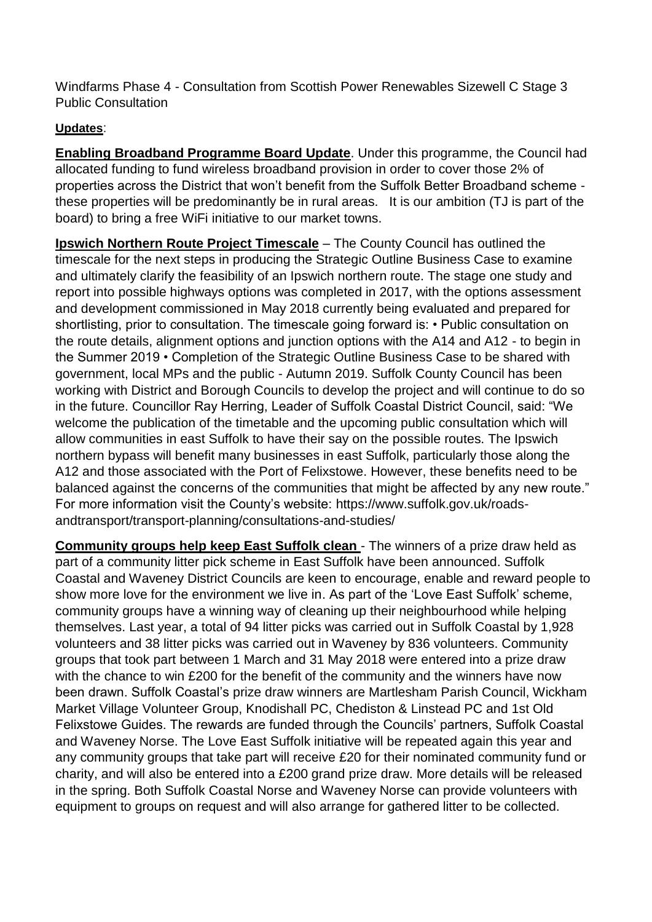Windfarms Phase 4 - Consultation from Scottish Power Renewables Sizewell C Stage 3 Public Consultation

**Updates**:

**Enabling Broadband Programme Board Update**. Under this programme, the Council had allocated funding to fund wireless broadband provision in order to cover those 2% of properties across the District that won't benefit from the Suffolk Better Broadband scheme - these properties will be predominantly be in rural areas. It is our ambition (TJ is part of the board) to bring a free WiFi initiative to our market towns.

**Ipswich Northern Route Project Timescale** – The County Council has outlined the timescale for the next steps in producing the Strategic Outline Business Case to examine and ultimately clarify the feasibility of an Ipswich northern route. The stage one study and report into possible highways options was completed in 2017, with the options assessment and development commissioned in May 2018 currently being evaluated and prepared for shortlisting, prior to consultation. The timescale going forward is: • Public consultation on the route details, alignment options and junction options with the A14 and A12 - to begin in the Summer 2019 • Completion of the Strategic Outline Business Case to be shared with government, local MPs and the public - Autumn 2019. Suffolk County Council has been working with District and Borough Councils to develop the project and will continue to do so in the future. Councillor Ray Herring, Leader of Suffolk Coastal District Council, said: "We welcome the publication of the timetable and the upcoming public consultation which will allow communities in east Suffolk to have their say on the possible routes. The Ipswich northern bypass will benefit many businesses in east Suffolk, particularly those along the A12 and those associated with the Port of Felixstowe. However, these benefits need to be balanced against the concerns of the communities that might be affected by any new route." For more information visit the County's website: https://www.suffolk.gov.uk/roads-andtransport/transport-planning/consultations-and-studies/

**Community groups help keep East Suffolk clean** - The winners of a prize draw held as part of a community litter pick scheme in East Suffolk have been announced. Suffolk Coastal and Waveney District Councils are keen to encourage, enable and reward people to show more love for the environment we live in. As part of the 'Love East Suffolk' scheme, community groups have a winning way of cleaning up their neighbourhood while helping themselves. Last year, a total of 94 litter picks was carried out in Suffolk Coastal by 1,928 volunteers and 38 litter picks was carried out in Waveney by 836 volunteers. Community groups that took part between 1 March and 31 May 2018 were entered into a prize draw with the chance to win £200 for the benefit of the community and the winners have now been drawn. Suffolk Coastal's prize draw winners are Martlesham Parish Council, Wickham Market Village Volunteer Group, Knodishall PC, Chediston & Linstead PC and 1st Old Felixstowe Guides. The rewards are funded through the Councils' partners, Suffolk Coastal and Waveney Norse. The Love East Suffolk initiative will be repeated again this year and any community groups that take part will receive £20 for their nominated community fund or charity, and will also be entered into a £200 grand prize draw. More details will be released in the spring. Both Suffolk Coastal Norse and Waveney Norse can provide volunteers with equipment to groups on request and will also arrange for gathered litter to be collected.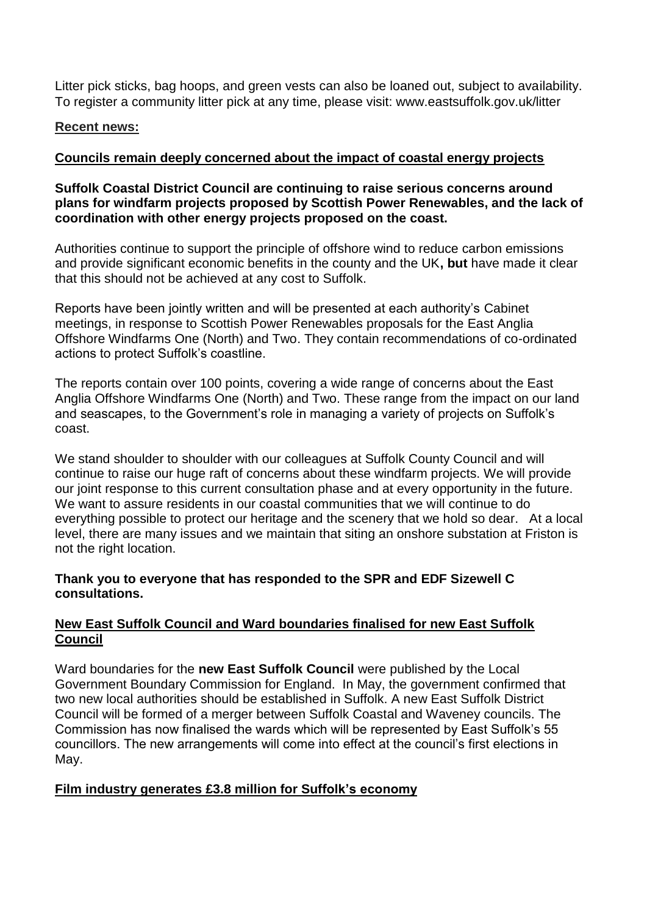Litter pick sticks, bag hoops, and green vests can also be loaned out, subject to availability. To register a community litter pick at any time, please visit: www.eastsuffolk.gov.uk/litter

**Recent news:**

**Councils remain deeply concerned about the impact of coastal energy projects**

**Suffolk Coastal District Council are continuing to raise serious concerns around plans for windfarm projects proposed by Scottish Power Renewables, and the lack of coordination with other energy projects proposed on the coast.**

Authorities continue to support the principle of offshore wind to reduce carbon emissions and provide significant economic benefits in the county and the UK**, but** have made it clear that this should not be achieved at any cost to Suffolk.

Reports have been jointly written and will be presented at each authority's Cabinet meetings, in response to Scottish Power Renewables proposals for the East Anglia Offshore Windfarms One (North) and Two. They contain recommendations of co-ordinated actions to protect Suffolk's coastline.

The reports contain over 100 points, covering a wide range of concerns about the East Anglia Offshore Windfarms One (North) and Two. These range from the impact on our land and seascapes, to the Government's role in managing a variety of projects on Suffolk's coast.

We stand shoulder to shoulder with our colleagues at Suffolk County Council and will continue to raise our huge raft of concerns about these windfarm projects. We will provide our joint response to this current consultation phase and at every opportunity in the future. We want to assure residents in our coastal communities that we will continue to do everything possible to protect our heritage and the scenery that we hold so dear. At a local level, there are many issues and we maintain that siting an onshore substation at Friston is not the right location.

**Thank you to everyone that has responded to the SPR and EDF Sizewell C consultations.**

**New East Suffolk Council and Ward boundaries finalised for new East Suffolk Council**

Ward boundaries for the **new East Suffolk Council** were published by the Local Government Boundary Commission for England. In May, the government confirmed that two new local authorities should be established in Suffolk. A new East Suffolk District Council will be formed of a merger between Suffolk Coastal and Waveney councils. The Commission has now finalised the wards which will be represented by East Suffolk's 55 councillors. The new arrangements will come into effect at the council's first elections in May.

**Film industry generates £3.8 million for Suffolk's economy**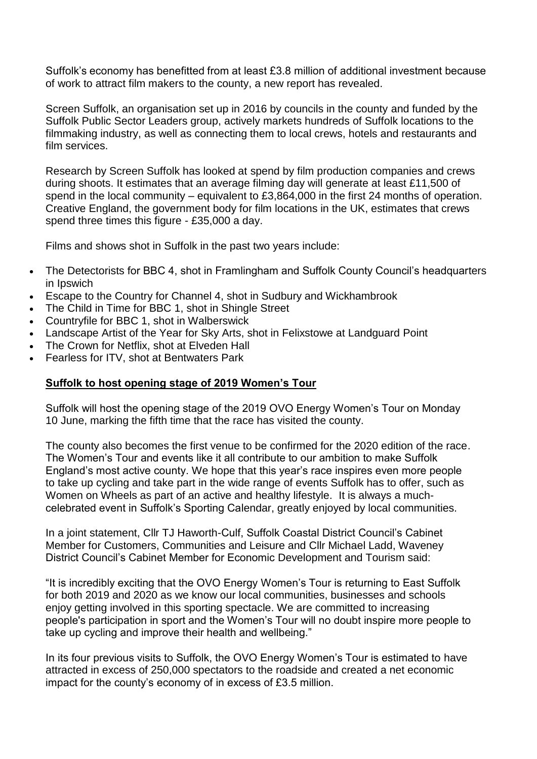Suffolk's economy has benefitted from at least £3.8 million of additional investment because of work to attract film makers to the county, a new report has revealed.

Screen Suffolk, an organisation set up in 2016 by councils in the county and funded by the Suffolk Public Sector Leaders group, actively markets hundreds of Suffolk locations to the filmmaking industry, as well as connecting them to local crews, hotels and restaurants and film services.

Research by Screen Suffolk has looked at spend by film production companies and crews during shoots. It estimates that an average filming day will generate at least £11,500 of spend in the local community – equivalent to £3,864,000 in the first 24 months of operation. Creative England, the government body for film locations in the UK, estimates that crews spend three times this figure - £35,000 a day.

Films and shows shot in Suffolk in the past two years include:

- The Detectorists for BBC 4, shot in Framlingham and Suffolk County Council's headquarters in Ipswich
- Escape to the Country for Channel 4, shot in Sudbury and Wickhambrook
- The Child in Time for BBC 1, shot in Shingle Street
- Countryfile for BBC 1, shot in Walberswick
- Landscape Artist of the Year for Sky Arts, shot in Felixstowe at Landguard Point
- The Crown for Netflix, shot at Elveden Hall
- Fearless for ITV, shot at Bentwaters Park

## Suffolk to host opening stage of 2019 Women's Tour

Suffolk will host the opening stage of the 2019 OVO Energy Women's Tour on Monday 10 June, marking the fifth time that the race has visited the county.

The county also becomes the first venue to be confirmed for the 2020 edition of the race. The Women's Tour and events like it all contribute to our ambition to make Suffolk England's most active county. We hope that this year's race inspires even more people to take up cycling and take part in the wide range of events Suffolk has to offer, such as Women on Wheels as part of an active and healthy lifestyle. It is always a much-celebrated event in Suffolk's Sporting Calendar, greatly enjoyed by local communities.

In a joint statement, Cllr TJ Haworth-Culf, Suffolk Coastal District Council's Cabinet Member for Customers, Communities and Leisure and Cllr Michael Ladd, Waveney District Council's Cabinet Member for Economic Development and Tourism said:

"It is incredibly exciting that the OVO Energy Women's Tour is returning to East Suffolk for both 2019 and 2020 as we know our local communities, businesses and schools enjoy getting involved in this sporting spectacle. We are committed to increasing people's participation in sport and the Women's Tour will no doubt inspire more people to take up cycling and improve their health and wellbeing."

In its four previous visits to Suffolk, the OVO Energy Women's Tour is estimated to have attracted in excess of 250,000 spectators to the roadside and created a net economic impact for the county's economy of in excess of £3.5 million.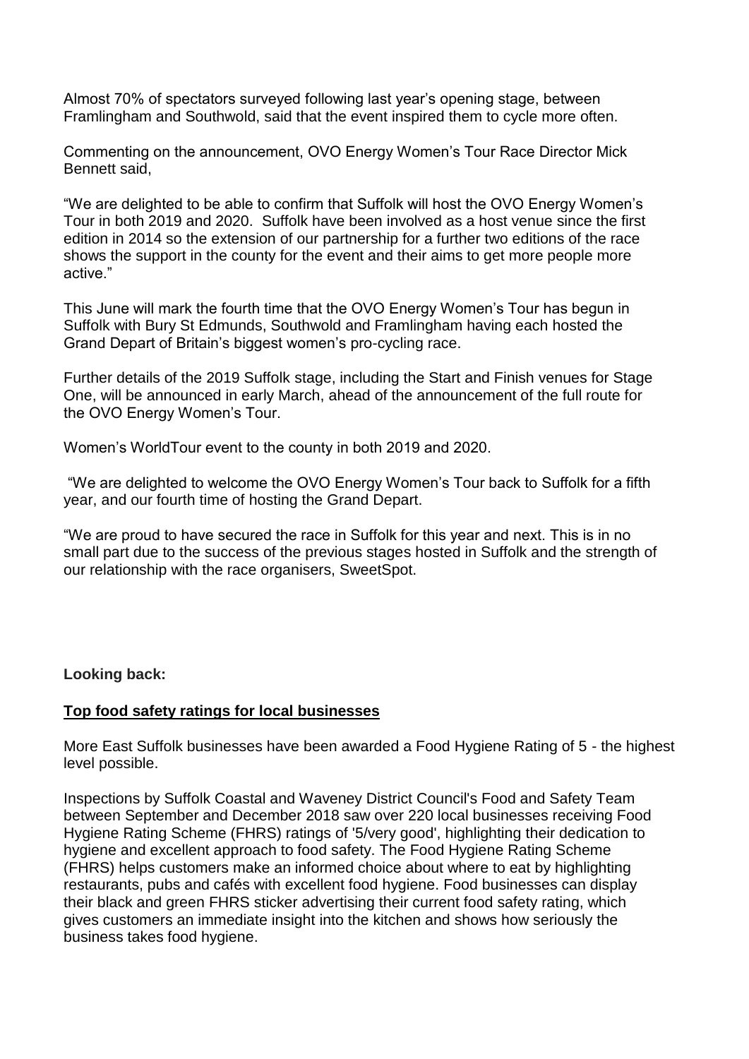Almost 70% of spectators surveyed following last year's opening stage, between Framlingham and Southwold, said that the event inspired them to cycle more often.

Commenting on the announcement, OVO Energy Women's Tour Race Director Mick Bennett said,

"We are delighted to be able to confirm that Suffolk will host the OVO Energy Women's Tour in both 2019 and 2020. Suffolk have been involved as a host venue since the first edition in 2014 so the extension of our partnership for a further two editions of the race shows the support in the county for the event and their aims to get more people more active."

This June will mark the fourth time that the OVO Energy Women's Tour has begun in Suffolk with Bury St Edmunds, Southwold and Framlingham having each hosted the Grand Depart of Britain's biggest women's pro-cycling race.

Further details of the 2019 Suffolk stage, including the Start and Finish venues for Stage One, will be announced in early March, ahead of the announcement of the full route for the OVO Energy Women's Tour.

Women's WorldTour event to the county in both 2019 and 2020.

"We are delighted to welcome the OVO Energy Women's Tour back to Suffolk for a fifth year, and our fourth time of hosting the Grand Depart.

"We are proud to have secured the race in Suffolk for this year and next. This is in no small part due to the success of the previous stages hosted in Suffolk and the strength of our relationship with the race organisers, SweetSpot.

**Looking back:**

**Top food safety ratings for local businesses**

More East Suffolk businesses have been awarded a Food Hygiene Rating of 5 - the highest level possible.

Inspections by Suffolk Coastal and Waveney District Council's Food and Safety Team between September and December 2018 saw over 220 local businesses receiving Food Hygiene Rating Scheme (FHRS) ratings of '5/very good', highlighting their dedication to hygiene and excellent approach to food safety. The Food Hygiene Rating Scheme (FHRS) helps customers make an informed choice about where to eat by highlighting restaurants, pubs and cafés with excellent food hygiene. Food businesses can display their black and green FHRS sticker advertising their current food safety rating, which gives customers an immediate insight into the kitchen and shows how seriously the business takes food hygiene.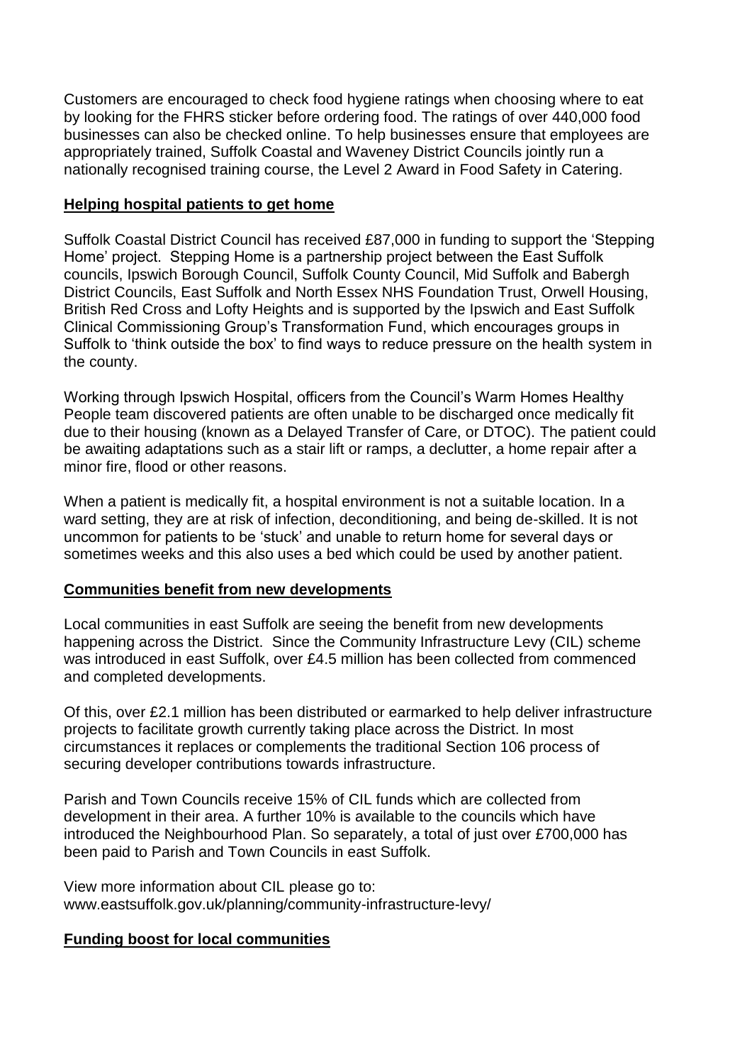Customers are encouraged to check food hygiene ratings when choosing where to eat by looking for the FHRS sticker before ordering food. The ratings of over 440,000 food businesses can also be checked online. To help businesses ensure that employees are appropriately trained, Suffolk Coastal and Waveney District Councils jointly run a nationally recognised training course, the Level 2 Award in Food Safety in Catering.

## Helping hospital patients to get home

Suffolk Coastal District Council has received £87,000 in funding to support the 'Stepping Home' project. Stepping Home is a partnership project between the East Suffolk councils, Ipswich Borough Council, Suffolk County Council, Mid Suffolk and Babergh District Councils, East Suffolk and North Essex NHS Foundation Trust, Orwell Housing, British Red Cross and Lofty Heights and is supported by the Ipswich and East Suffolk Clinical Commissioning Group's Transformation Fund, which encourages groups in Suffolk to 'think outside the box' to find ways to reduce pressure on the health system in the county.

Working through Ipswich Hospital, officers from the Council's Warm Homes Healthy People team discovered patients are often unable to be discharged once medically fit due to their housing (known as a Delayed Transfer of Care, or DTOC). The patient could be awaiting adaptations such as a stair lift or ramps, a declutter, a home repair after a minor fire, flood or other reasons.

When a patient is medically fit, a hospital environment is not a suitable location. In a ward setting, they are at risk of infection, deconditioning, and being de-skilled. It is not uncommon for patients to be 'stuck' and unable to return home for several days or sometimes weeks and this also uses a bed which could be used by another patient.

## Communities benefit from new developments

Local communities in east Suffolk are seeing the benefit from new developments happening across the District. Since the Community Infrastructure Levy (CIL) scheme was introduced in east Suffolk, over £4.5 million has been collected from commenced and completed developments.

Of this, over £2.1 million has been distributed or earmarked to help deliver infrastructure projects to facilitate growth currently taking place across the District. In most circumstances it replaces or complements the traditional Section 106 process of securing developer contributions towards infrastructure.

Parish and Town Councils receive 15% of CIL funds which are collected from development in their area. A further 10% is available to the councils which have introduced the Neighbourhood Plan. So separately, a total of just over £700,000 has been paid to Parish and Town Councils in east Suffolk.

View more information about CIL please go to:
www.eastsuffolk.gov.uk/planning/community-infrastructure-levy/

## Funding boost for local communities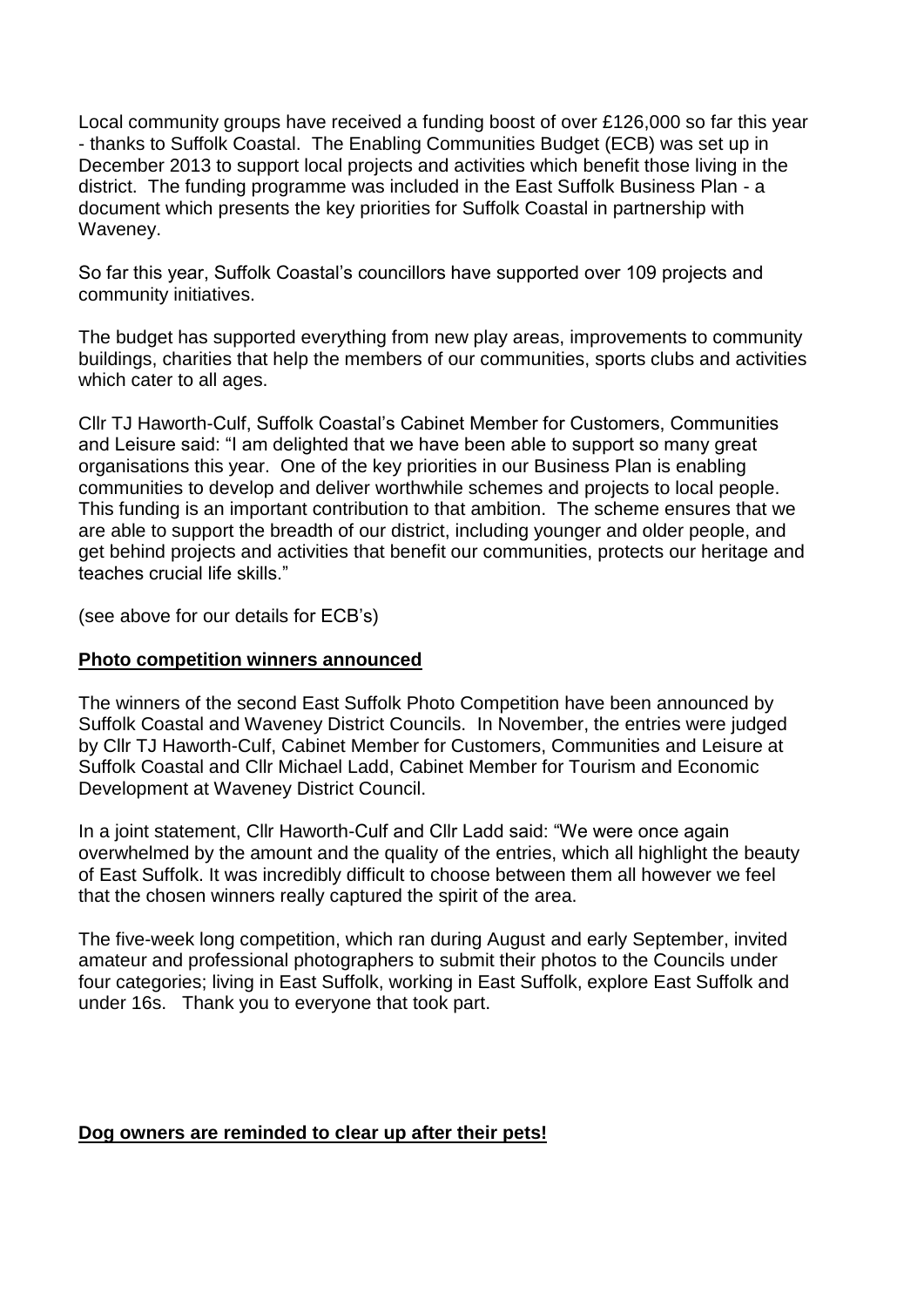Local community groups have received a funding boost of over £126,000 so far this year - thanks to Suffolk Coastal. The Enabling Communities Budget (ECB) was set up in December 2013 to support local projects and activities which benefit those living in the district. The funding programme was included in the East Suffolk Business Plan - a document which presents the key priorities for Suffolk Coastal in partnership with Waveney.

So far this year, Suffolk Coastal's councillors have supported over 109 projects and community initiatives.

The budget has supported everything from new play areas, improvements to community buildings, charities that help the members of our communities, sports clubs and activities which cater to all ages.

Cllr TJ Haworth-Culf, Suffolk Coastal's Cabinet Member for Customers, Communities and Leisure said: "I am delighted that we have been able to support so many great organisations this year. One of the key priorities in our Business Plan is enabling communities to develop and deliver worthwhile schemes and projects to local people. This funding is an important contribution to that ambition. The scheme ensures that we are able to support the breadth of our district, including younger and older people, and get behind projects and activities that benefit our communities, protects our heritage and teaches crucial life skills."

(see above for our details for ECB's)

**Photo competition winners announced**

The winners of the second East Suffolk Photo Competition have been announced by Suffolk Coastal and Waveney District Councils. In November, the entries were judged by Cllr TJ Haworth-Culf, Cabinet Member for Customers, Communities and Leisure at Suffolk Coastal and Cllr Michael Ladd, Cabinet Member for Tourism and Economic Development at Waveney District Council.

In a joint statement, Cllr Haworth-Culf and Cllr Ladd said: "We were once again overwhelmed by the amount and the quality of the entries, which all highlight the beauty of East Suffolk. It was incredibly difficult to choose between them all however we feel that the chosen winners really captured the spirit of the area.

The five-week long competition, which ran during August and early September, invited amateur and professional photographers to submit their photos to the Councils under four categories; living in East Suffolk, working in East Suffolk, explore East Suffolk and under 16s. Thank you to everyone that took part.

**Dog owners are reminded to clear up after their pets!**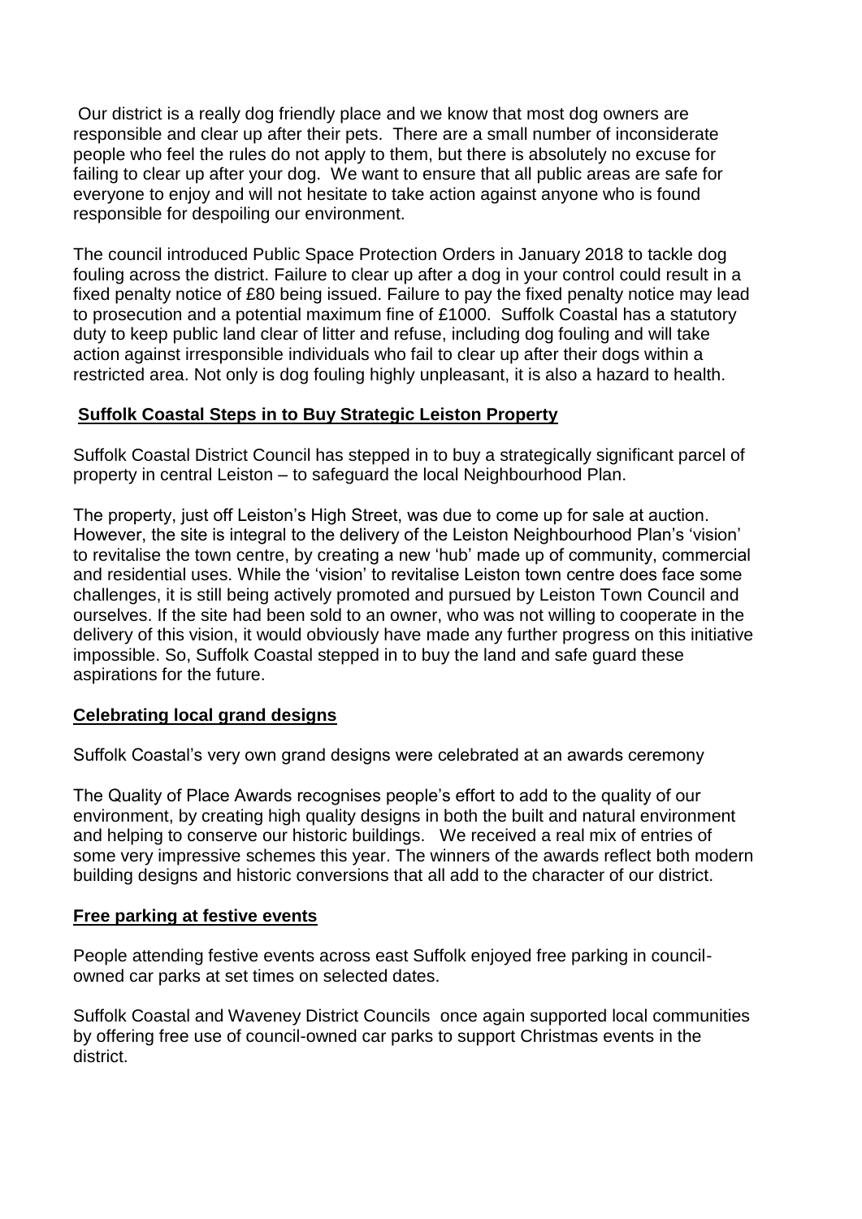Our district is a really dog friendly place and we know that most dog owners are responsible and clear up after their pets. There are a small number of inconsiderate people who feel the rules do not apply to them, but there is absolutely no excuse for failing to clear up after your dog. We want to ensure that all public areas are safe for everyone to enjoy and will not hesitate to take action against anyone who is found responsible for despoiling our environment.

The council introduced Public Space Protection Orders in January 2018 to tackle dog fouling across the district. Failure to clear up after a dog in your control could result in a fixed penalty notice of £80 being issued. Failure to pay the fixed penalty notice may lead to prosecution and a potential maximum fine of £1000. Suffolk Coastal has a statutory duty to keep public land clear of litter and refuse, including dog fouling and will take action against irresponsible individuals who fail to clear up after their dogs within a restricted area. Not only is dog fouling highly unpleasant, it is also a hazard to health.

**Suffolk Coastal Steps in to Buy Strategic Leiston Property**

Suffolk Coastal District Council has stepped in to buy a strategically significant parcel of property in central Leiston – to safeguard the local Neighbourhood Plan.

The property, just off Leiston's High Street, was due to come up for sale at auction. However, the site is integral to the delivery of the Leiston Neighbourhood Plan's 'vision' to revitalise the town centre, by creating a new 'hub' made up of community, commercial and residential uses. While the 'vision' to revitalise Leiston town centre does face some challenges, it is still being actively promoted and pursued by Leiston Town Council and ourselves. If the site had been sold to an owner, who was not willing to cooperate in the delivery of this vision, it would obviously have made any further progress on this initiative impossible. So, Suffolk Coastal stepped in to buy the land and safe guard these aspirations for the future.

**Celebrating local grand designs**

Suffolk Coastal's very own grand designs were celebrated at an awards ceremony

The Quality of Place Awards recognises people's effort to add to the quality of our environment, by creating high quality designs in both the built and natural environment and helping to conserve our historic buildings. We received a real mix of entries of some very impressive schemes this year. The winners of the awards reflect both modern building designs and historic conversions that all add to the character of our district.

**Free parking at festive events**

People attending festive events across east Suffolk enjoyed free parking in council-owned car parks at set times on selected dates.

Suffolk Coastal and Waveney District Councils once again supported local communities by offering free use of council-owned car parks to support Christmas events in the district.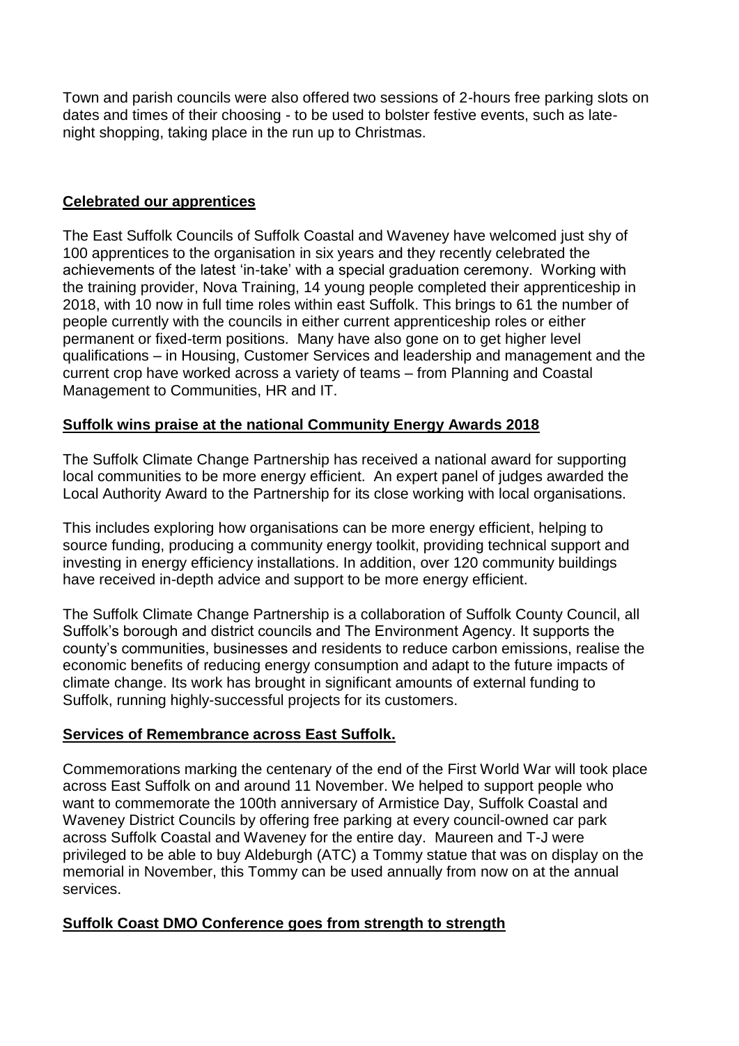Town and parish councils were also offered two sessions of 2-hours free parking slots on dates and times of their choosing - to be used to bolster festive events, such as late-night shopping, taking place in the run up to Christmas.

**Celebrated our apprentices**

The East Suffolk Councils of Suffolk Coastal and Waveney have welcomed just shy of 100 apprentices to the organisation in six years and they recently celebrated the achievements of the latest 'in-take' with a special graduation ceremony. Working with the training provider, Nova Training, 14 young people completed their apprenticeship in 2018, with 10 now in full time roles within east Suffolk. This brings to 61 the number of people currently with the councils in either current apprenticeship roles or either permanent or fixed-term positions. Many have also gone on to get higher level qualifications – in Housing, Customer Services and leadership and management and the current crop have worked across a variety of teams – from Planning and Coastal Management to Communities, HR and IT.

**Suffolk wins praise at the national Community Energy Awards 2018**

The Suffolk Climate Change Partnership has received a national award for supporting local communities to be more energy efficient. An expert panel of judges awarded the Local Authority Award to the Partnership for its close working with local organisations.

This includes exploring how organisations can be more energy efficient, helping to source funding, producing a community energy toolkit, providing technical support and investing in energy efficiency installations. In addition, over 120 community buildings have received in-depth advice and support to be more energy efficient.

The Suffolk Climate Change Partnership is a collaboration of Suffolk County Council, all Suffolk's borough and district councils and The Environment Agency. It supports the county's communities, businesses and residents to reduce carbon emissions, realise the economic benefits of reducing energy consumption and adapt to the future impacts of climate change. Its work has brought in significant amounts of external funding to Suffolk, running highly-successful projects for its customers.

**Services of Remembrance across East Suffolk.**

Commemorations marking the centenary of the end of the First World War will took place across East Suffolk on and around 11 November. We helped to support people who want to commemorate the 100th anniversary of Armistice Day, Suffolk Coastal and Waveney District Councils by offering free parking at every council-owned car park across Suffolk Coastal and Waveney for the entire day. Maureen and T-J were privileged to be able to buy Aldeburgh (ATC) a Tommy statue that was on display on the memorial in November, this Tommy can be used annually from now on at the annual services.

**Suffolk Coast DMO Conference goes from strength to strength**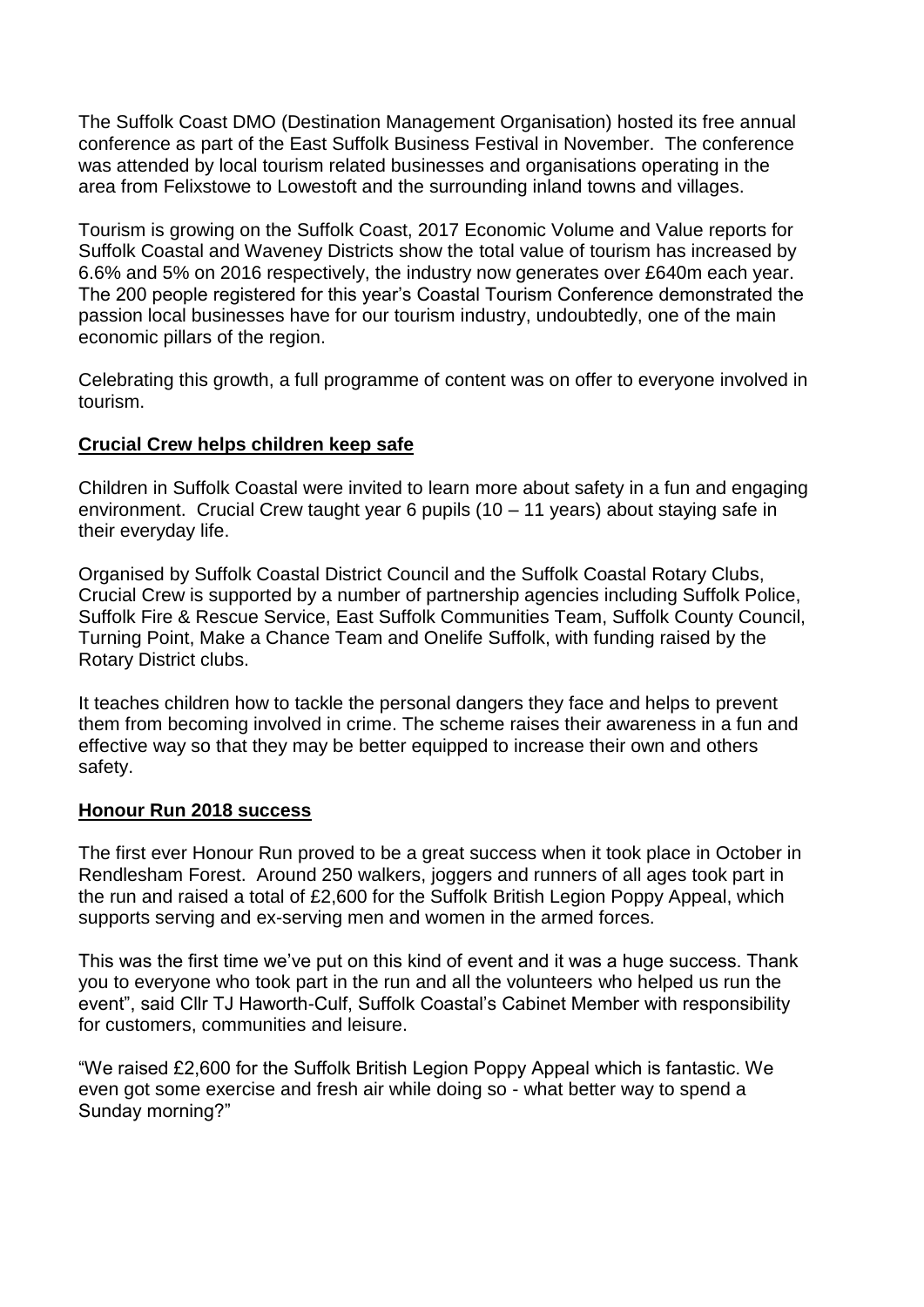The Suffolk Coast DMO (Destination Management Organisation) hosted its free annual conference as part of the East Suffolk Business Festival in November. The conference was attended by local tourism related businesses and organisations operating in the area from Felixstowe to Lowestoft and the surrounding inland towns and villages.

Tourism is growing on the Suffolk Coast, 2017 Economic Volume and Value reports for Suffolk Coastal and Waveney Districts show the total value of tourism has increased by 6.6% and 5% on 2016 respectively, the industry now generates over £640m each year. The 200 people registered for this year's Coastal Tourism Conference demonstrated the passion local businesses have for our tourism industry, undoubtedly, one of the main economic pillars of the region.

Celebrating this growth, a full programme of content was on offer to everyone involved in tourism.

## Crucial Crew helps children keep safe

Children in Suffolk Coastal were invited to learn more about safety in a fun and engaging environment. Crucial Crew taught year 6 pupils (10 – 11 years) about staying safe in their everyday life.

Organised by Suffolk Coastal District Council and the Suffolk Coastal Rotary Clubs, Crucial Crew is supported by a number of partnership agencies including Suffolk Police, Suffolk Fire & Rescue Service, East Suffolk Communities Team, Suffolk County Council, Turning Point, Make a Chance Team and Onelife Suffolk, with funding raised by the Rotary District clubs.

It teaches children how to tackle the personal dangers they face and helps to prevent them from becoming involved in crime. The scheme raises their awareness in a fun and effective way so that they may be better equipped to increase their own and others safety.

## Honour Run 2018 success

The first ever Honour Run proved to be a great success when it took place in October in Rendlesham Forest. Around 250 walkers, joggers and runners of all ages took part in the run and raised a total of £2,600 for the Suffolk British Legion Poppy Appeal, which supports serving and ex-serving men and women in the armed forces.

This was the first time we've put on this kind of event and it was a huge success. Thank you to everyone who took part in the run and all the volunteers who helped us run the event", said Cllr TJ Haworth-Culf, Suffolk Coastal's Cabinet Member with responsibility for customers, communities and leisure.

"We raised £2,600 for the Suffolk British Legion Poppy Appeal which is fantastic. We even got some exercise and fresh air while doing so - what better way to spend a Sunday morning?"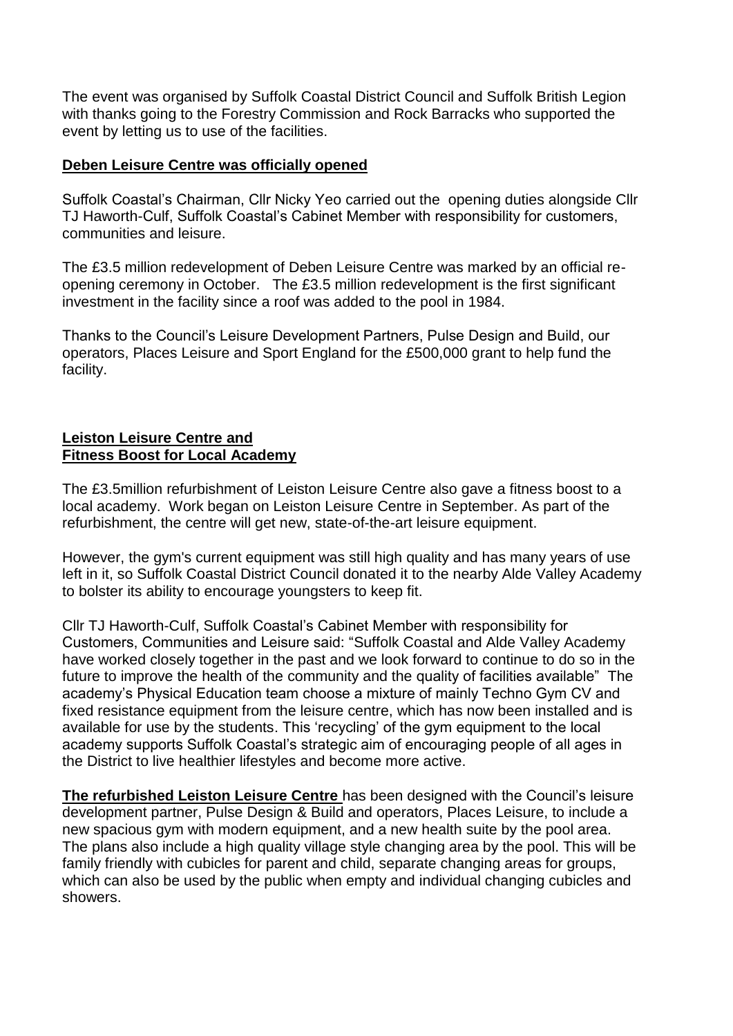The event was organised by Suffolk Coastal District Council and Suffolk British Legion with thanks going to the Forestry Commission and Rock Barracks who supported the event by letting us to use of the facilities.

**Deben Leisure Centre was officially opened**

Suffolk Coastal's Chairman, Cllr Nicky Yeo carried out the opening duties alongside Cllr TJ Haworth-Culf, Suffolk Coastal's Cabinet Member with responsibility for customers, communities and leisure.

The £3.5 million redevelopment of Deben Leisure Centre was marked by an official re-opening ceremony in October. The £3.5 million redevelopment is the first significant investment in the facility since a roof was added to the pool in 1984.

Thanks to the Council's Leisure Development Partners, Pulse Design and Build, our operators, Places Leisure and Sport England for the £500,000 grant to help fund the facility.

**Leiston Leisure Centre and**
**Fitness Boost for Local Academy**

The £3.5million refurbishment of Leiston Leisure Centre also gave a fitness boost to a local academy. Work began on Leiston Leisure Centre in September. As part of the refurbishment, the centre will get new, state-of-the-art leisure equipment.

However, the gym's current equipment was still high quality and has many years of use left in it, so Suffolk Coastal District Council donated it to the nearby Alde Valley Academy to bolster its ability to encourage youngsters to keep fit.

Cllr TJ Haworth-Culf, Suffolk Coastal's Cabinet Member with responsibility for Customers, Communities and Leisure said: "Suffolk Coastal and Alde Valley Academy have worked closely together in the past and we look forward to continue to do so in the future to improve the health of the community and the quality of facilities available" The academy's Physical Education team choose a mixture of mainly Techno Gym CV and fixed resistance equipment from the leisure centre, which has now been installed and is available for use by the students. This 'recycling' of the gym equipment to the local academy supports Suffolk Coastal's strategic aim of encouraging people of all ages in the District to live healthier lifestyles and become more active.

**The refurbished Leiston Leisure Centre** has been designed with the Council's leisure development partner, Pulse Design & Build and operators, Places Leisure, to include a new spacious gym with modern equipment, and a new health suite by the pool area. The plans also include a high quality village style changing area by the pool. This will be family friendly with cubicles for parent and child, separate changing areas for groups, which can also be used by the public when empty and individual changing cubicles and showers.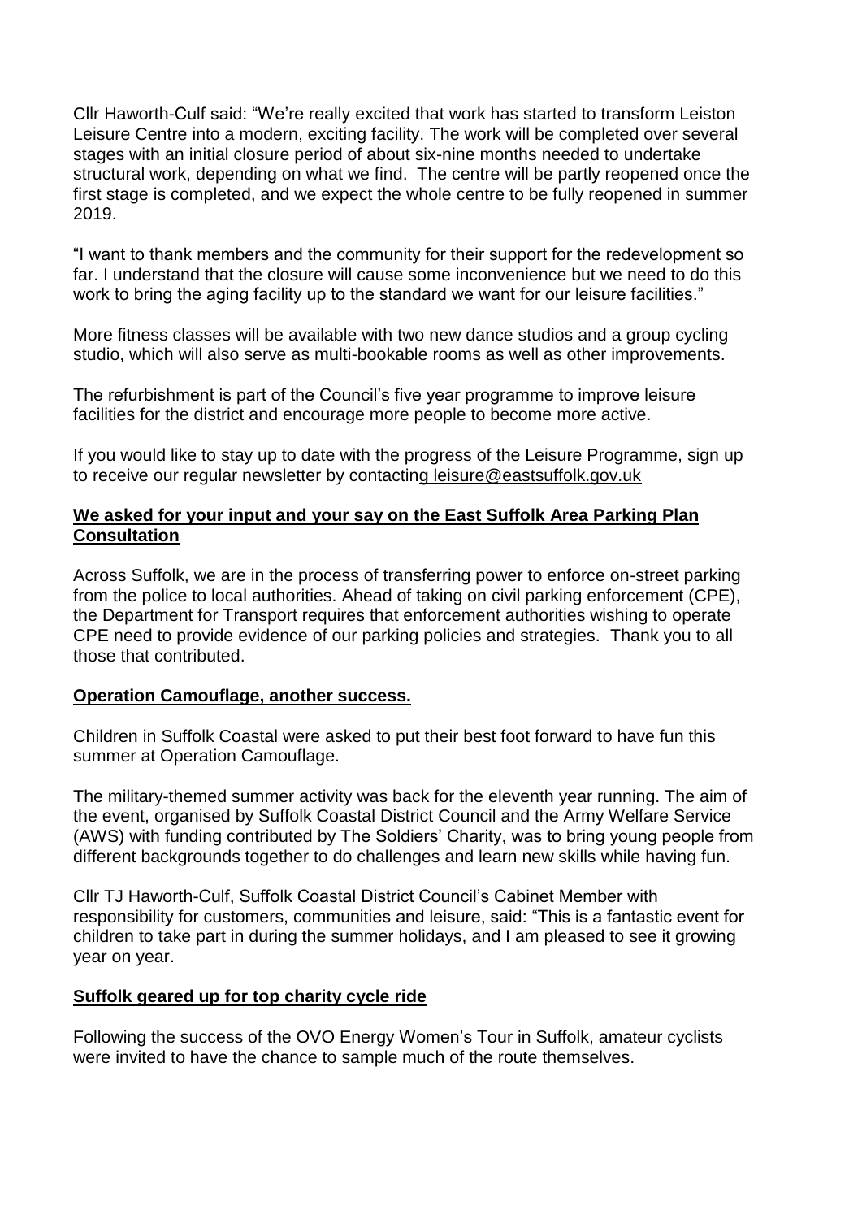Cllr Haworth-Culf said: "We're really excited that work has started to transform Leiston Leisure Centre into a modern, exciting facility. The work will be completed over several stages with an initial closure period of about six-nine months needed to undertake structural work, depending on what we find. The centre will be partly reopened once the first stage is completed, and we expect the whole centre to be fully reopened in summer 2019.

"I want to thank members and the community for their support for the redevelopment so far. I understand that the closure will cause some inconvenience but we need to do this work to bring the aging facility up to the standard we want for our leisure facilities."

More fitness classes will be available with two new dance studios and a group cycling studio, which will also serve as multi-bookable rooms as well as other improvements.

The refurbishment is part of the Council's five year programme to improve leisure facilities for the district and encourage more people to become more active.

If you would like to stay up to date with the progress of the Leisure Programme, sign up to receive our regular newsletter by contacting leisure@eastsuffolk.gov.uk

**We asked for your input and your say on the East Suffolk Area Parking Plan Consultation**

Across Suffolk, we are in the process of transferring power to enforce on-street parking from the police to local authorities. Ahead of taking on civil parking enforcement (CPE), the Department for Transport requires that enforcement authorities wishing to operate CPE need to provide evidence of our parking policies and strategies. Thank you to all those that contributed.

**Operation Camouflage, another success.**

Children in Suffolk Coastal were asked to put their best foot forward to have fun this summer at Operation Camouflage.

The military-themed summer activity was back for the eleventh year running. The aim of the event, organised by Suffolk Coastal District Council and the Army Welfare Service (AWS) with funding contributed by The Soldiers' Charity, was to bring young people from different backgrounds together to do challenges and learn new skills while having fun.

Cllr TJ Haworth-Culf, Suffolk Coastal District Council's Cabinet Member with responsibility for customers, communities and leisure, said: "This is a fantastic event for children to take part in during the summer holidays, and I am pleased to see it growing year on year.

**Suffolk geared up for top charity cycle ride**

Following the success of the OVO Energy Women's Tour in Suffolk, amateur cyclists were invited to have the chance to sample much of the route themselves.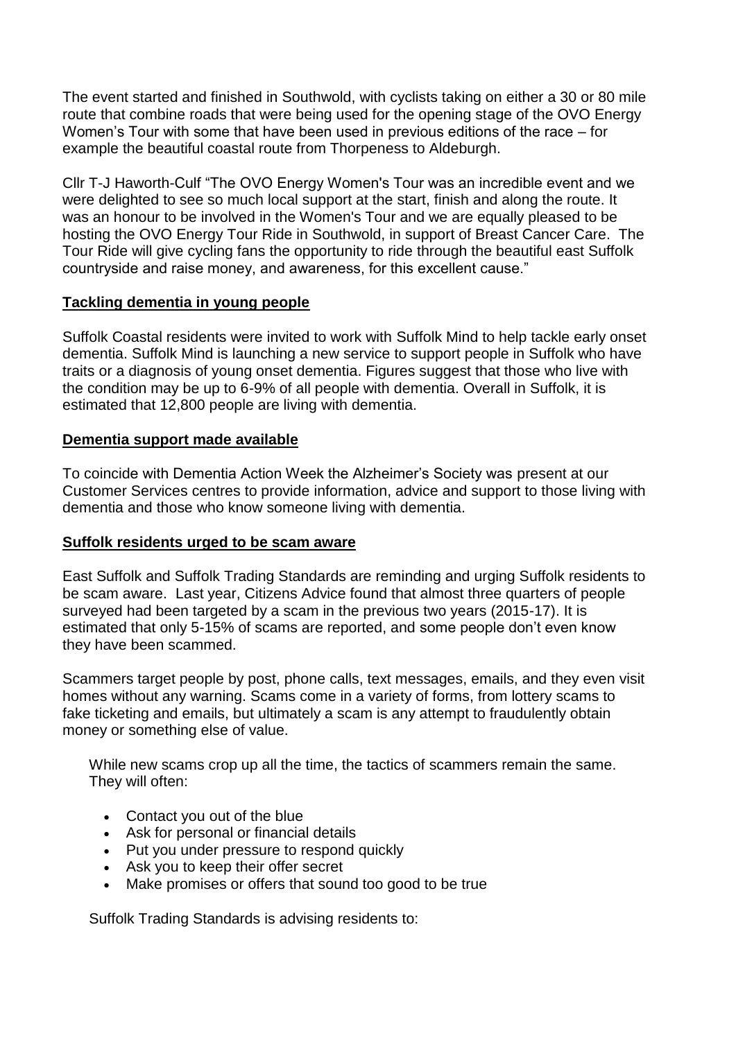The event started and finished in Southwold, with cyclists taking on either a 30 or 80 mile route that combine roads that were being used for the opening stage of the OVO Energy Women's Tour with some that have been used in previous editions of the race – for example the beautiful coastal route from Thorpeness to Aldeburgh.

Cllr T-J Haworth-Culf "The OVO Energy Women's Tour was an incredible event and we were delighted to see so much local support at the start, finish and along the route. It was an honour to be involved in the Women's Tour and we are equally pleased to be hosting the OVO Energy Tour Ride in Southwold, in support of Breast Cancer Care. The Tour Ride will give cycling fans the opportunity to ride through the beautiful east Suffolk countryside and raise money, and awareness, for this excellent cause."

**Tackling dementia in young people**

Suffolk Coastal residents were invited to work with Suffolk Mind to help tackle early onset dementia. Suffolk Mind is launching a new service to support people in Suffolk who have traits or a diagnosis of young onset dementia. Figures suggest that those who live with the condition may be up to 6-9% of all people with dementia. Overall in Suffolk, it is estimated that 12,800 people are living with dementia.

**Dementia support made available**

To coincide with Dementia Action Week the Alzheimer's Society was present at our Customer Services centres to provide information, advice and support to those living with dementia and those who know someone living with dementia.

**Suffolk residents urged to be scam aware**

East Suffolk and Suffolk Trading Standards are reminding and urging Suffolk residents to be scam aware. Last year, Citizens Advice found that almost three quarters of people surveyed had been targeted by a scam in the previous two years (2015-17). It is estimated that only 5-15% of scams are reported, and some people don't even know they have been scammed.

Scammers target people by post, phone calls, text messages, emails, and they even visit homes without any warning. Scams come in a variety of forms, from lottery scams to fake ticketing and emails, but ultimately a scam is any attempt to fraudulently obtain money or something else of value.

While new scams crop up all the time, the tactics of scammers remain the same. They will often:

- Contact you out of the blue
- Ask for personal or financial details
- Put you under pressure to respond quickly
- Ask you to keep their offer secret
- Make promises or offers that sound too good to be true

Suffolk Trading Standards is advising residents to: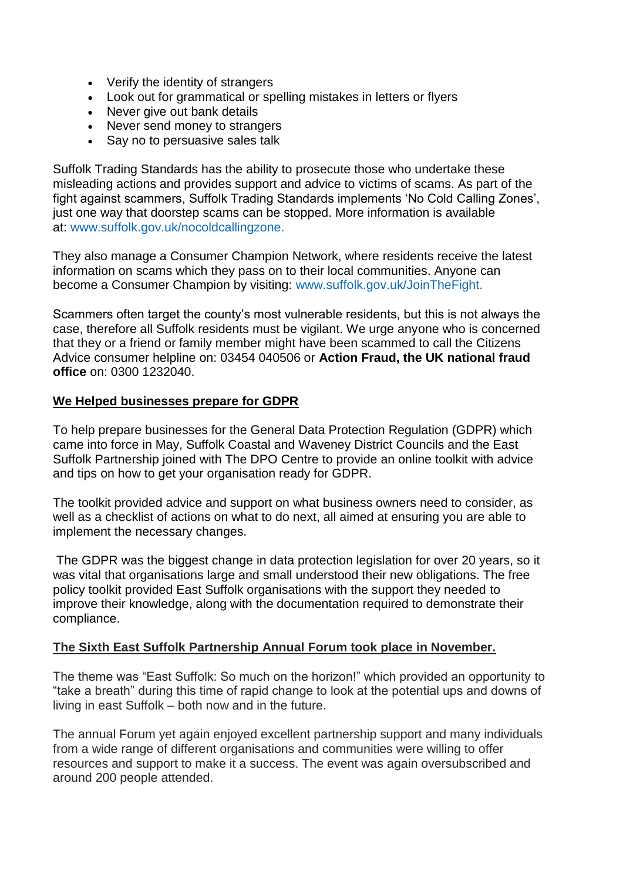- Verify the identity of strangers
- Look out for grammatical or spelling mistakes in letters or flyers
- Never give out bank details
- Never send money to strangers
- Say no to persuasive sales talk

Suffolk Trading Standards has the ability to prosecute those who undertake these misleading actions and provides support and advice to victims of scams. As part of the fight against scammers, Suffolk Trading Standards implements 'No Cold Calling Zones', just one way that doorstep scams can be stopped. More information is available at: www.suffolk.gov.uk/nocoldcallingzone.

They also manage a Consumer Champion Network, where residents receive the latest information on scams which they pass on to their local communities. Anyone can become a Consumer Champion by visiting: www.suffolk.gov.uk/JoinTheFight.

Scammers often target the county's most vulnerable residents, but this is not always the case, therefore all Suffolk residents must be vigilant. We urge anyone who is concerned that they or a friend or family member might have been scammed to call the Citizens Advice consumer helpline on: 03454 040506 or **Action Fraud, the UK national fraud office** on: 0300 1232040.

**We Helped businesses prepare for GDPR**

To help prepare businesses for the General Data Protection Regulation (GDPR) which came into force in May, Suffolk Coastal and Waveney District Councils and the East Suffolk Partnership joined with The DPO Centre to provide an online toolkit with advice and tips on how to get your organisation ready for GDPR.

The toolkit provided advice and support on what business owners need to consider, as well as a checklist of actions on what to do next, all aimed at ensuring you are able to implement the necessary changes.

The GDPR was the biggest change in data protection legislation for over 20 years, so it was vital that organisations large and small understood their new obligations. The free policy toolkit provided East Suffolk organisations with the support they needed to improve their knowledge, along with the documentation required to demonstrate their compliance.

**The Sixth East Suffolk Partnership Annual Forum took place in November.**

The theme was "East Suffolk: So much on the horizon!" which provided an opportunity to "take a breath" during this time of rapid change to look at the potential ups and downs of living in east Suffolk – both now and in the future.

The annual Forum yet again enjoyed excellent partnership support and many individuals from a wide range of different organisations and communities were willing to offer resources and support to make it a success. The event was again oversubscribed and around 200 people attended.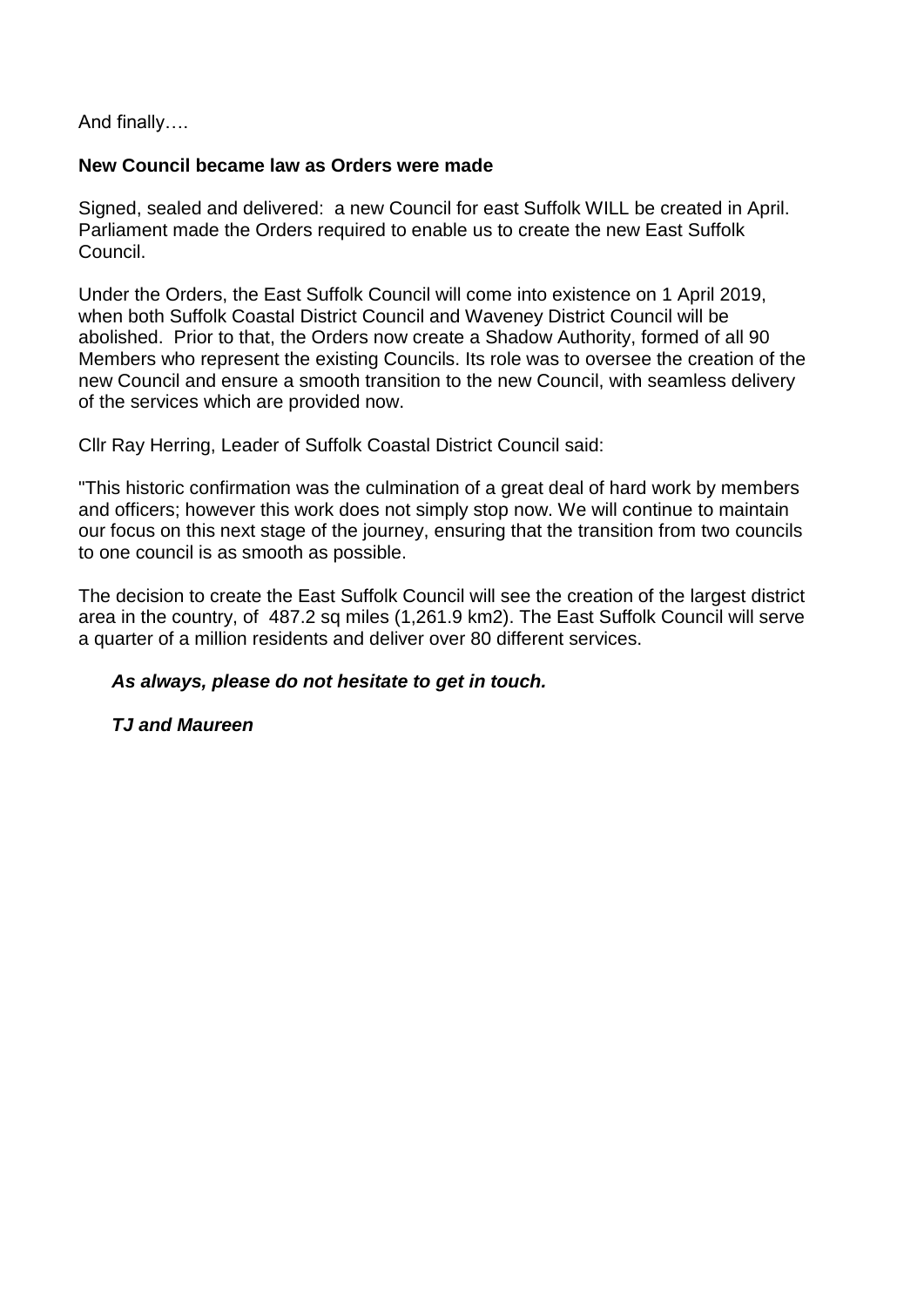And finally….

**New Council became law as Orders were made**

Signed, sealed and delivered: a new Council for east Suffolk WILL be created in April. Parliament made the Orders required to enable us to create the new East Suffolk Council.

Under the Orders, the East Suffolk Council will come into existence on 1 April 2019, when both Suffolk Coastal District Council and Waveney District Council will be abolished. Prior to that, the Orders now create a Shadow Authority, formed of all 90 Members who represent the existing Councils. Its role was to oversee the creation of the new Council and ensure a smooth transition to the new Council, with seamless delivery of the services which are provided now.

Cllr Ray Herring, Leader of Suffolk Coastal District Council said:

"This historic confirmation was the culmination of a great deal of hard work by members and officers; however this work does not simply stop now. We will continue to maintain our focus on this next stage of the journey, ensuring that the transition from two councils to one council is as smooth as possible.

The decision to create the East Suffolk Council will see the creation of the largest district area in the country, of 487.2 sq miles (1,261.9 km2). The East Suffolk Council will serve a quarter of a million residents and deliver over 80 different services.

***As always, please do not hesitate to get in touch.***

***TJ and Maureen***